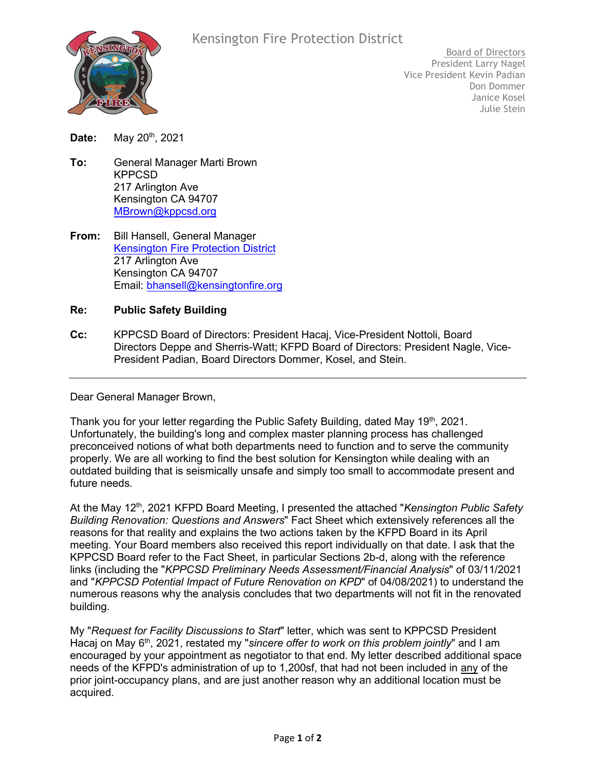Kensington Fire Protection District

Board of Directors
President Larry Nagel
Vice President Kevin Padian
Don Dommer
Janice Kosel
Julie Stein

**Date:** May 20th, 2021

**To:** General Manager Marti Brown
KPPCSD
217 Arlington Ave
Kensington CA 94707
MBrown@kppcsd.org

**From:** Bill Hansell, General Manager
Kensington Fire Protection District
217 Arlington Ave
Kensington CA 94707
Email: bhansell@kensingtonfire.org

**Re:** **Public Safety Building**

**Cc:** KPPCSD Board of Directors: President Hacaj, Vice-President Nottoli, Board Directors Deppe and Sherris-Watt; KFPD Board of Directors: President Nagle, Vice-President Padian, Board Directors Dommer, Kosel, and Stein.

---

Dear General Manager Brown,

Thank you for your letter regarding the Public Safety Building, dated May 19th, 2021. Unfortunately, the building's long and complex master planning process has challenged preconceived notions of what both departments need to function and to serve the community properly. We are all working to find the best solution for Kensington while dealing with an outdated building that is seismically unsafe and simply too small to accommodate present and future needs.

At the May 12th, 2021 KFPD Board Meeting, I presented the attached "*Kensington Public Safety Building Renovation: Questions and Answers*" Fact Sheet which extensively references all the reasons for that reality and explains the two actions taken by the KFPD Board in its April meeting. Your Board members also received this report individually on that date. I ask that the KPPCSD Board refer to the Fact Sheet, in particular Sections 2b-d, along with the reference links (including the "*KPPCSD Preliminary Needs Assessment/Financial Analysis*" of 03/11/2021 and "*KPPCSD Potential Impact of Future Renovation on KPD*" of 04/08/2021) to understand the numerous reasons why the analysis concludes that two departments will not fit in the renovated building.

My "*Request for Facility Discussions to Start*" letter, which was sent to KPPCSD President Hacaj on May 6th, 2021, restated my "*sincere offer to work on this problem jointly*" and I am encouraged by your appointment as negotiator to that end. My letter described additional space needs of the KFPD's administration of up to 1,200sf, that had not been included in <u>any</u> of the prior joint-occupancy plans, and are just another reason why an additional location must be acquired.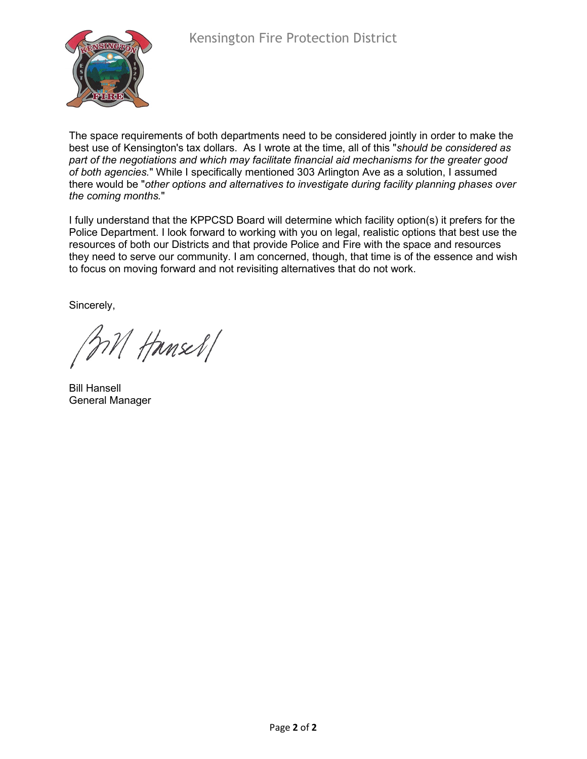The space requirements of both departments need to be considered jointly in order to make the best use of Kensington's tax dollars. As I wrote at the time, all of this "*should be considered as part of the negotiations and which may facilitate financial aid mechanisms for the greater good of both agencies.*" While I specifically mentioned 303 Arlington Ave as a solution, I assumed there would be "*other options and alternatives to investigate during facility planning phases over the coming months.*"

I fully understand that the KPPCSD Board will determine which facility option(s) it prefers for the Police Department. I look forward to working with you on legal, realistic options that best use the resources of both our Districts and that provide Police and Fire with the space and resources they need to serve our community. I am concerned, though, that time is of the essence and wish to focus on moving forward and not revisiting alternatives that do not work.

Sincerely,

Bill Hansell
General Manager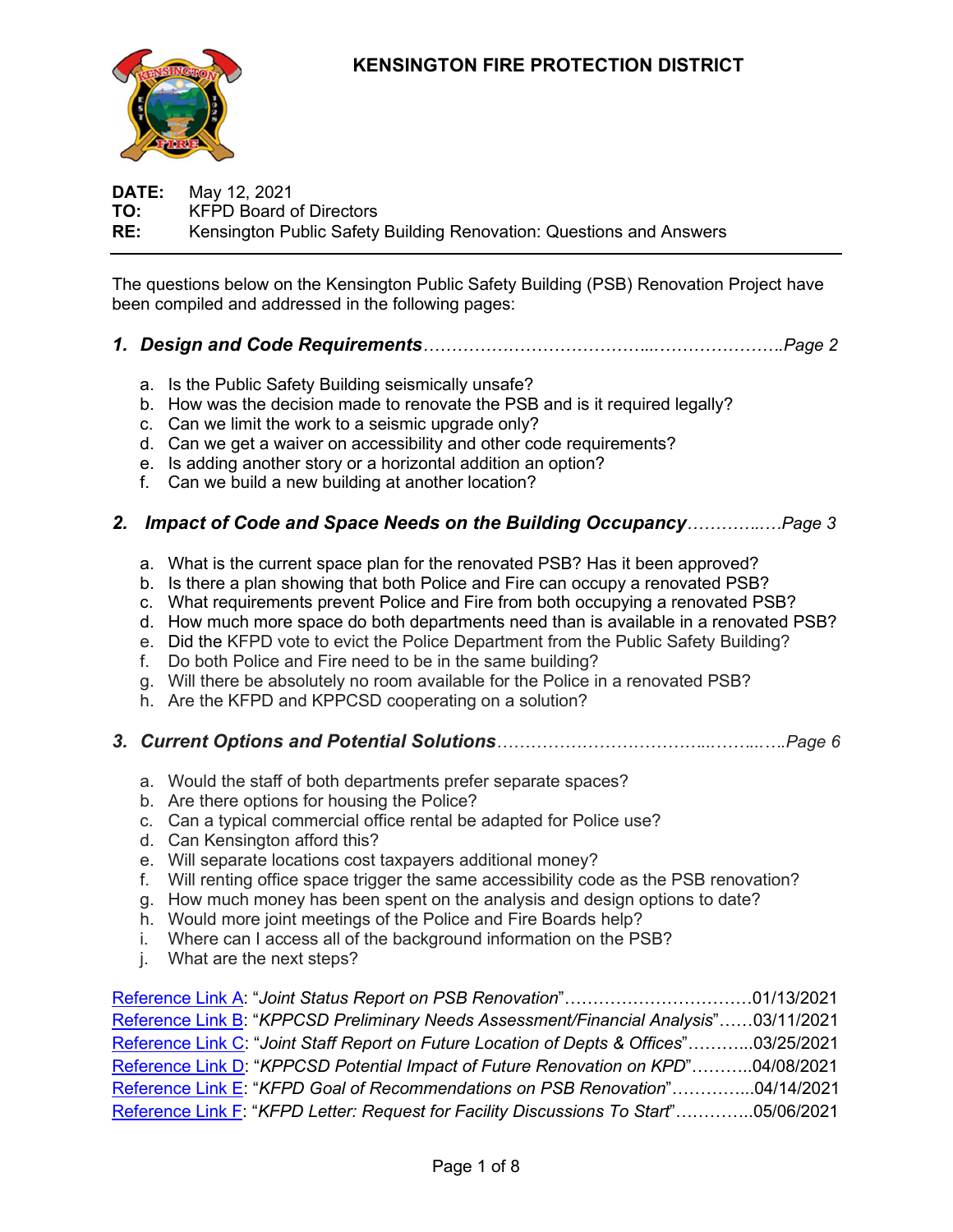# KENSINGTON FIRE PROTECTION DISTRICT

**DATE:** May 12, 2021
**TO:** KFPD Board of Directors
**RE:** Kensington Public Safety Building Renovation: Questions and Answers

---

The questions below on the Kensington Public Safety Building (PSB) Renovation Project have been compiled and addressed in the following pages:

## 1. *Design and Code Requirements*……………………………………...…………………..*Page 2*

a. Is the Public Safety Building seismically unsafe?
b. How was the decision made to renovate the PSB and is it required legally?
c. Can we limit the work to a seismic upgrade only?
d. Can we get a waiver on accessibility and other code requirements?
e. Is adding another story or a horizontal addition an option?
f. Can we build a new building at another location?

## 2. *Impact of Code and Space Needs on the Building Occupancy*…………..….*Page 3*

a. What is the current space plan for the renovated PSB? Has it been approved?
b. Is there a plan showing that both Police and Fire can occupy a renovated PSB?
c. What requirements prevent Police and Fire from both occupying a renovated PSB?
d. How much more space do both departments need than is available in a renovated PSB?
e. Did the KFPD vote to evict the Police Department from the Public Safety Building?
f. Do both Police and Fire need to be in the same building?
g. Will there be absolutely no room available for the Police in a renovated PSB?
h. Are the KFPD and KPPCSD cooperating on a solution?

## 3. *Current Options and Potential Solutions*……………………………...……...….*Page 6*

a. Would the staff of both departments prefer separate spaces?
b. Are there options for housing the Police?
c. Can a typical commercial office rental be adapted for Police use?
d. Can Kensington afford this?
e. Will separate locations cost taxpayers additional money?
f. Will renting office space trigger the same accessibility code as the PSB renovation?
g. How much money has been spent on the analysis and design options to date?
h. Would more joint meetings of the Police and Fire Boards help?
i. Where can I access all of the background information on the PSB?
j. What are the next steps?

Reference Link A: "*Joint Status Report on PSB Renovation*"……………………………01/13/2021
Reference Link B: "*KPPCSD Preliminary Needs Assessment/Financial Analysis*"……03/11/2021
Reference Link C: "*Joint Staff Report on Future Location of Depts & Offices*"………...03/25/2021
Reference Link D: "*KPPCSD Potential Impact of Future Renovation on KPD*"………..04/08/2021
Reference Link E: "*KFPD Goal of Recommendations on PSB Renovation*"…………...04/14/2021
Reference Link F: "*KFPD Letter: Request for Facility Discussions To Start*"…………..05/06/2021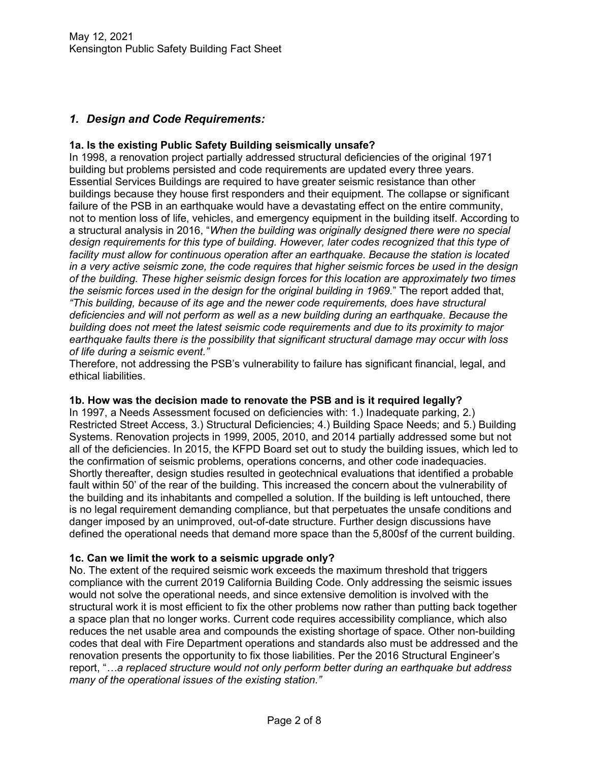## *1. Design and Code Requirements:*

**1a. Is the existing Public Safety Building seismically unsafe?**

In 1998, a renovation project partially addressed structural deficiencies of the original 1971 building but problems persisted and code requirements are updated every three years. Essential Services Buildings are required to have greater seismic resistance than other buildings because they house first responders and their equipment. The collapse or significant failure of the PSB in an earthquake would have a devastating effect on the entire community, not to mention loss of life, vehicles, and emergency equipment in the building itself. According to a structural analysis in 2016, "*When the building was originally designed there were no special design requirements for this type of building. However, later codes recognized that this type of facility must allow for continuous operation after an earthquake. Because the station is located in a very active seismic zone, the code requires that higher seismic forces be used in the design of the building. These higher seismic design forces for this location are approximately two times the seismic forces used in the design for the original building in 1969.*" The report added that, *"This building, because of its age and the newer code requirements, does have structural deficiencies and will not perform as well as a new building during an earthquake. Because the building does not meet the latest seismic code requirements and due to its proximity to major earthquake faults there is the possibility that significant structural damage may occur with loss of life during a seismic event."*

Therefore, not addressing the PSB's vulnerability to failure has significant financial, legal, and ethical liabilities.

**1b. How was the decision made to renovate the PSB and is it required legally?**

In 1997, a Needs Assessment focused on deficiencies with: 1.) Inadequate parking, 2.) Restricted Street Access, 3.) Structural Deficiencies; 4.) Building Space Needs; and 5.) Building Systems. Renovation projects in 1999, 2005, 2010, and 2014 partially addressed some but not all of the deficiencies. In 2015, the KFPD Board set out to study the building issues, which led to the confirmation of seismic problems, operations concerns, and other code inadequacies. Shortly thereafter, design studies resulted in geotechnical evaluations that identified a probable fault within 50' of the rear of the building. This increased the concern about the vulnerability of the building and its inhabitants and compelled a solution. If the building is left untouched, there is no legal requirement demanding compliance, but that perpetuates the unsafe conditions and danger imposed by an unimproved, out-of-date structure. Further design discussions have defined the operational needs that demand more space than the 5,800sf of the current building.

**1c. Can we limit the work to a seismic upgrade only?**

No. The extent of the required seismic work exceeds the maximum threshold that triggers compliance with the current 2019 California Building Code. Only addressing the seismic issues would not solve the operational needs, and since extensive demolition is involved with the structural work it is most efficient to fix the other problems now rather than putting back together a space plan that no longer works. Current code requires accessibility compliance, which also reduces the net usable area and compounds the existing shortage of space. Other non-building codes that deal with Fire Department operations and standards also must be addressed and the renovation presents the opportunity to fix those liabilities. Per the 2016 Structural Engineer's report, "*…a replaced structure would not only perform better during an earthquake but address many of the operational issues of the existing station."*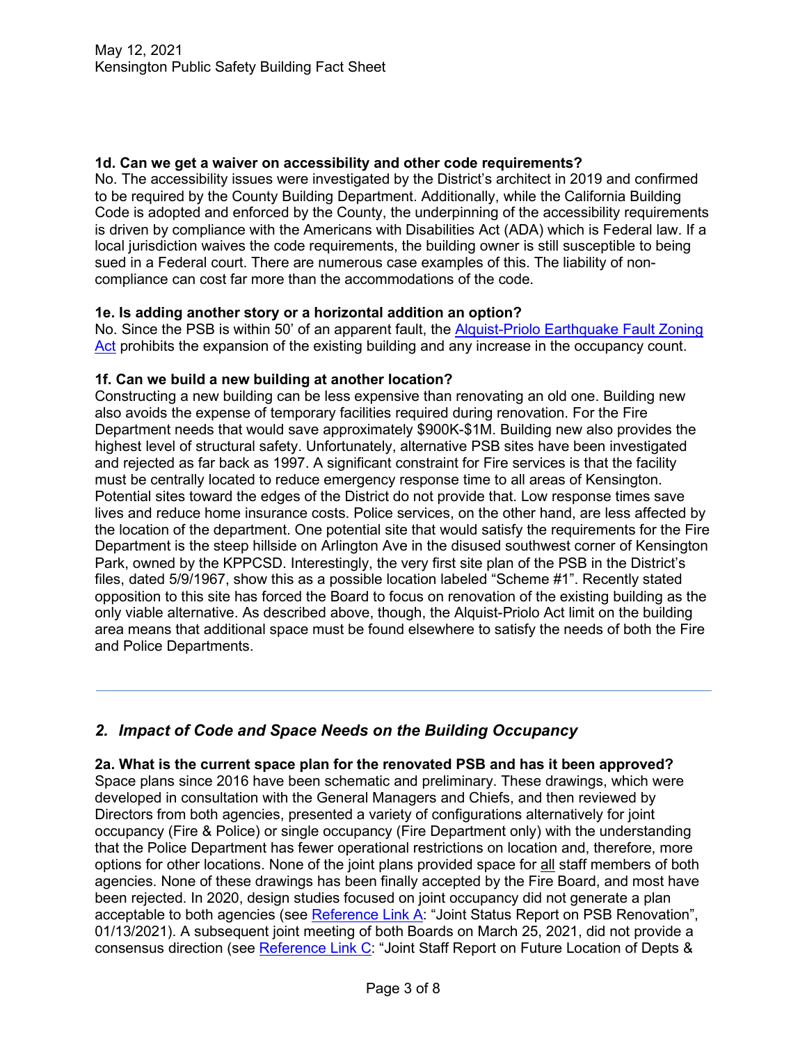**1d. Can we get a waiver on accessibility and other code requirements?**
No. The accessibility issues were investigated by the District's architect in 2019 and confirmed to be required by the County Building Department. Additionally, while the California Building Code is adopted and enforced by the County, the underpinning of the accessibility requirements is driven by compliance with the Americans with Disabilities Act (ADA) which is Federal law. If a local jurisdiction waives the code requirements, the building owner is still susceptible to being sued in a Federal court. There are numerous case examples of this. The liability of non-compliance can cost far more than the accommodations of the code.

**1e. Is adding another story or a horizontal addition an option?**
No. Since the PSB is within 50' of an apparent fault, the Alquist-Priolo Earthquake Fault Zoning Act prohibits the expansion of the existing building and any increase in the occupancy count.

**1f. Can we build a new building at another location?**
Constructing a new building can be less expensive than renovating an old one. Building new also avoids the expense of temporary facilities required during renovation. For the Fire Department needs that would save approximately $900K-$1M. Building new also provides the highest level of structural safety. Unfortunately, alternative PSB sites have been investigated and rejected as far back as 1997. A significant constraint for Fire services is that the facility must be centrally located to reduce emergency response time to all areas of Kensington. Potential sites toward the edges of the District do not provide that. Low response times save lives and reduce home insurance costs. Police services, on the other hand, are less affected by the location of the department. One potential site that would satisfy the requirements for the Fire Department is the steep hillside on Arlington Ave in the disused southwest corner of Kensington Park, owned by the KPPCSD. Interestingly, the very first site plan of the PSB in the District's files, dated 5/9/1967, show this as a possible location labeled "Scheme #1". Recently stated opposition to this site has forced the Board to focus on renovation of the existing building as the only viable alternative. As described above, though, the Alquist-Priolo Act limit on the building area means that additional space must be found elsewhere to satisfy the needs of both the Fire and Police Departments.

---

## *2. Impact of Code and Space Needs on the Building Occupancy*

**2a. What is the current space plan for the renovated PSB and has it been approved?**
Space plans since 2016 have been schematic and preliminary. These drawings, which were developed in consultation with the General Managers and Chiefs, and then reviewed by Directors from both agencies, presented a variety of configurations alternatively for joint occupancy (Fire & Police) or single occupancy (Fire Department only) with the understanding that the Police Department has fewer operational restrictions on location and, therefore, more options for other locations. None of the joint plans provided space for all staff members of both agencies. None of these drawings has been finally accepted by the Fire Board, and most have been rejected. In 2020, design studies focused on joint occupancy did not generate a plan acceptable to both agencies (see Reference Link A: "Joint Status Report on PSB Renovation", 01/13/2021). A subsequent joint meeting of both Boards on March 25, 2021, did not provide a consensus direction (see Reference Link C: "Joint Staff Report on Future Location of Depts &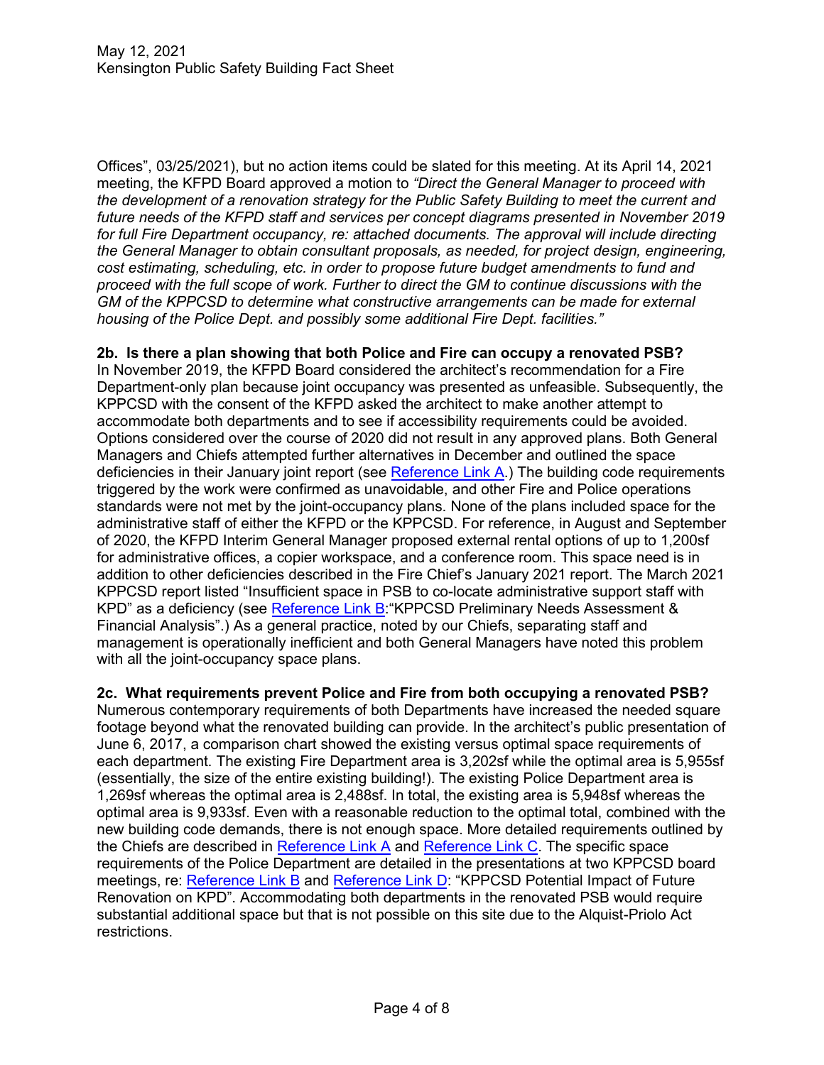Offices", 03/25/2021), but no action items could be slated for this meeting. At its April 14, 2021 meeting, the KFPD Board approved a motion to *"Direct the General Manager to proceed with the development of a renovation strategy for the Public Safety Building to meet the current and future needs of the KFPD staff and services per concept diagrams presented in November 2019 for full Fire Department occupancy, re: attached documents. The approval will include directing the General Manager to obtain consultant proposals, as needed, for project design, engineering, cost estimating, scheduling, etc. in order to propose future budget amendments to fund and proceed with the full scope of work. Further to direct the GM to continue discussions with the GM of the KPPCSD to determine what constructive arrangements can be made for external housing of the Police Dept. and possibly some additional Fire Dept. facilities."*

**2b. Is there a plan showing that both Police and Fire can occupy a renovated PSB?**

In November 2019, the KFPD Board considered the architect's recommendation for a Fire Department-only plan because joint occupancy was presented as unfeasible. Subsequently, the KPPCSD with the consent of the KFPD asked the architect to make another attempt to accommodate both departments and to see if accessibility requirements could be avoided. Options considered over the course of 2020 did not result in any approved plans. Both General Managers and Chiefs attempted further alternatives in December and outlined the space deficiencies in their January joint report (see Reference Link A.) The building code requirements triggered by the work were confirmed as unavoidable, and other Fire and Police operations standards were not met by the joint-occupancy plans. None of the plans included space for the administrative staff of either the KFPD or the KPPCSD. For reference, in August and September of 2020, the KFPD Interim General Manager proposed external rental options of up to 1,200sf for administrative offices, a copier workspace, and a conference room. This space need is in addition to other deficiencies described in the Fire Chief's January 2021 report. The March 2021 KPPCSD report listed "Insufficient space in PSB to co-locate administrative support staff with KPD" as a deficiency (see Reference Link B:"KPPCSD Preliminary Needs Assessment & Financial Analysis".) As a general practice, noted by our Chiefs, separating staff and management is operationally inefficient and both General Managers have noted this problem with all the joint-occupancy space plans.

**2c. What requirements prevent Police and Fire from both occupying a renovated PSB?**

Numerous contemporary requirements of both Departments have increased the needed square footage beyond what the renovated building can provide. In the architect's public presentation of June 6, 2017, a comparison chart showed the existing versus optimal space requirements of each department. The existing Fire Department area is 3,202sf while the optimal area is 5,955sf (essentially, the size of the entire existing building!). The existing Police Department area is 1,269sf whereas the optimal area is 2,488sf. In total, the existing area is 5,948sf whereas the optimal area is 9,933sf. Even with a reasonable reduction to the optimal total, combined with the new building code demands, there is not enough space. More detailed requirements outlined by the Chiefs are described in Reference Link A and Reference Link C. The specific space requirements of the Police Department are detailed in the presentations at two KPPCSD board meetings, re: Reference Link B and Reference Link D: "KPPCSD Potential Impact of Future Renovation on KPD". Accommodating both departments in the renovated PSB would require substantial additional space but that is not possible on this site due to the Alquist-Priolo Act restrictions.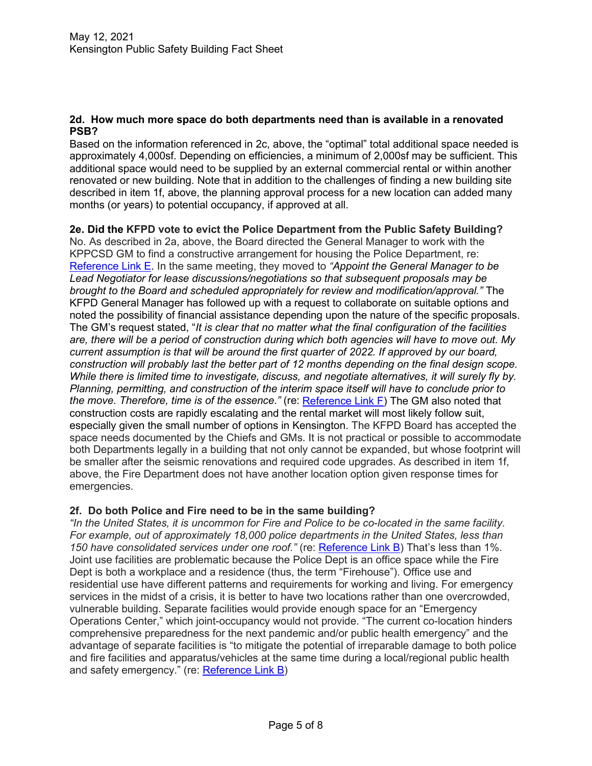**2d. How much more space do both departments need than is available in a renovated PSB?**

Based on the information referenced in 2c, above, the "optimal" total additional space needed is approximately 4,000sf. Depending on efficiencies, a minimum of 2,000sf may be sufficient. This additional space would need to be supplied by an external commercial rental or within another renovated or new building. Note that in addition to the challenges of finding a new building site described in item 1f, above, the planning approval process for a new location can added many months (or years) to potential occupancy, if approved at all.

**2e. Did the KFPD vote to evict the Police Department from the Public Safety Building?**

No. As described in 2a, above, the Board directed the General Manager to work with the KPPCSD GM to find a constructive arrangement for housing the Police Department, re: Reference Link E. In the same meeting, they moved to *"Appoint the General Manager to be Lead Negotiator for lease discussions/negotiations so that subsequent proposals may be brought to the Board and scheduled appropriately for review and modification/approval."* The KFPD General Manager has followed up with a request to collaborate on suitable options and noted the possibility of financial assistance depending upon the nature of the specific proposals. The GM's request stated, "*It is clear that no matter what the final configuration of the facilities are, there will be a period of construction during which both agencies will have to move out. My current assumption is that will be around the first quarter of 2022. If approved by our board, construction will probably last the better part of 12 months depending on the final design scope. While there is limited time to investigate, discuss, and negotiate alternatives, it will surely fly by. Planning, permitting, and construction of the interim space itself will have to conclude prior to the move. Therefore, time is of the essence."* (re: Reference Link F) The GM also noted that construction costs are rapidly escalating and the rental market will most likely follow suit, especially given the small number of options in Kensington. The KFPD Board has accepted the space needs documented by the Chiefs and GMs. It is not practical or possible to accommodate both Departments legally in a building that not only cannot be expanded, but whose footprint will be smaller after the seismic renovations and required code upgrades. As described in item 1f, above, the Fire Department does not have another location option given response times for emergencies.

**2f. Do both Police and Fire need to be in the same building?**

*"In the United States, it is uncommon for Fire and Police to be co-located in the same facility. For example, out of approximately 18,000 police departments in the United States, less than 150 have consolidated services under one roof."* (re: Reference Link B) That's less than 1%. Joint use facilities are problematic because the Police Dept is an office space while the Fire Dept is both a workplace and a residence (thus, the term "Firehouse"). Office use and residential use have different patterns and requirements for working and living. For emergency services in the midst of a crisis, it is better to have two locations rather than one overcrowded, vulnerable building. Separate facilities would provide enough space for an "Emergency Operations Center," which joint-occupancy would not provide. "The current co-location hinders comprehensive preparedness for the next pandemic and/or public health emergency" and the advantage of separate facilities is "to mitigate the potential of irreparable damage to both police and fire facilities and apparatus/vehicles at the same time during a local/regional public health and safety emergency." (re: Reference Link B)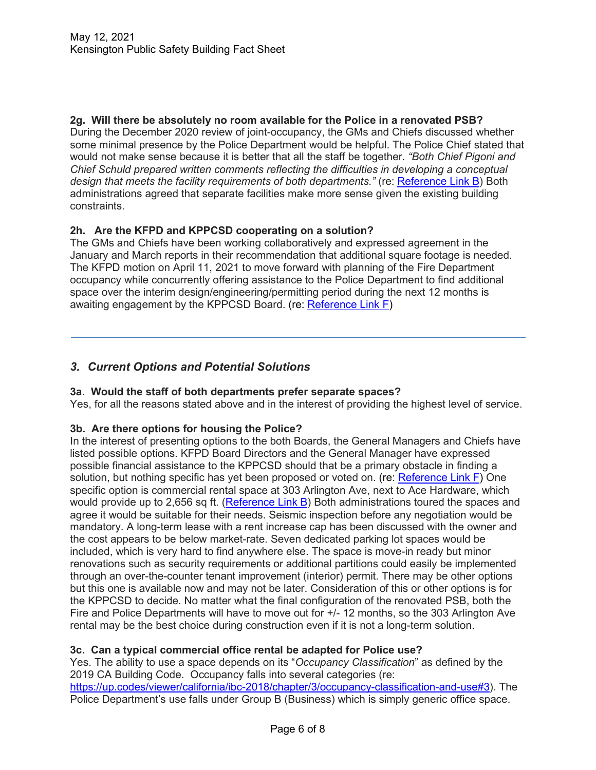**2g. Will there be absolutely no room available for the Police in a renovated PSB?**
During the December 2020 review of joint-occupancy, the GMs and Chiefs discussed whether some minimal presence by the Police Department would be helpful. The Police Chief stated that would not make sense because it is better that all the staff be together. *"Both Chief Pigoni and Chief Schuld prepared written comments reflecting the difficulties in developing a conceptual design that meets the facility requirements of both departments."* (re: Reference Link B) Both administrations agreed that separate facilities make more sense given the existing building constraints.

**2h. Are the KFPD and KPPCSD cooperating on a solution?**
The GMs and Chiefs have been working collaboratively and expressed agreement in the January and March reports in their recommendation that additional square footage is needed. The KFPD motion on April 11, 2021 to move forward with planning of the Fire Department occupancy while concurrently offering assistance to the Police Department to find additional space over the interim design/engineering/permitting period during the next 12 months is awaiting engagement by the KPPCSD Board. (re: Reference Link F)

---

## *3. Current Options and Potential Solutions*

**3a. Would the staff of both departments prefer separate spaces?**
Yes, for all the reasons stated above and in the interest of providing the highest level of service.

**3b. Are there options for housing the Police?**
In the interest of presenting options to the both Boards, the General Managers and Chiefs have listed possible options. KFPD Board Directors and the General Manager have expressed possible financial assistance to the KPPCSD should that be a primary obstacle in finding a solution, but nothing specific has yet been proposed or voted on. (re: Reference Link F) One specific option is commercial rental space at 303 Arlington Ave, next to Ace Hardware, which would provide up to 2,656 sq ft. (Reference Link B) Both administrations toured the spaces and agree it would be suitable for their needs. Seismic inspection before any negotiation would be mandatory. A long-term lease with a rent increase cap has been discussed with the owner and the cost appears to be below market-rate. Seven dedicated parking lot spaces would be included, which is very hard to find anywhere else. The space is move-in ready but minor renovations such as security requirements or additional partitions could easily be implemented through an over-the-counter tenant improvement (interior) permit. There may be other options but this one is available now and may not be later. Consideration of this or other options is for the KPPCSD to decide. No matter what the final configuration of the renovated PSB, both the Fire and Police Departments will have to move out for +/- 12 months, so the 303 Arlington Ave rental may be the best choice during construction even if it is not a long-term solution.

**3c. Can a typical commercial office rental be adapted for Police use?**
Yes. The ability to use a space depends on its "*Occupancy Classification*" as defined by the 2019 CA Building Code. Occupancy falls into several categories (re: https://up.codes/viewer/california/ibc-2018/chapter/3/occupancy-classification-and-use#3). The Police Department's use falls under Group B (Business) which is simply generic office space.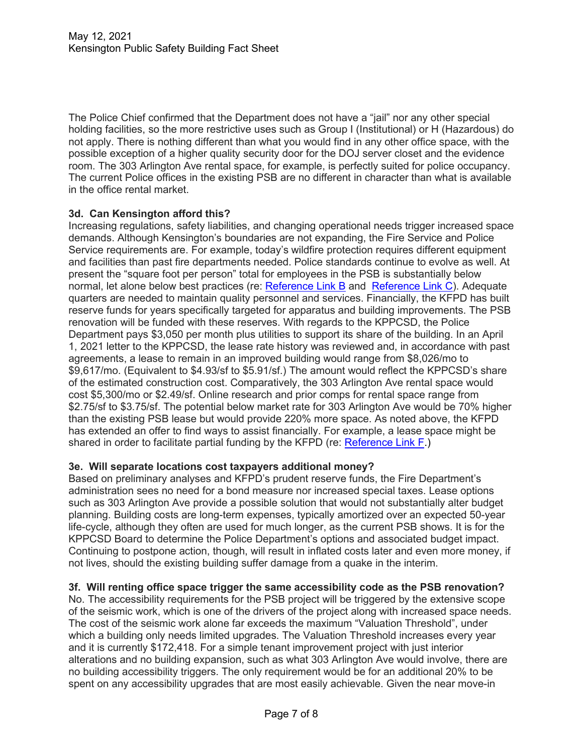The Police Chief confirmed that the Department does not have a "jail" nor any other special holding facilities, so the more restrictive uses such as Group I (Institutional) or H (Hazardous) do not apply. There is nothing different than what you would find in any other office space, with the possible exception of a higher quality security door for the DOJ server closet and the evidence room. The 303 Arlington Ave rental space, for example, is perfectly suited for police occupancy. The current Police offices in the existing PSB are no different in character than what is available in the office rental market.

**3d. Can Kensington afford this?**

Increasing regulations, safety liabilities, and changing operational needs trigger increased space demands. Although Kensington's boundaries are not expanding, the Fire Service and Police Service requirements are. For example, today's wildfire protection requires different equipment and facilities than past fire departments needed. Police standards continue to evolve as well. At present the "square foot per person" total for employees in the PSB is substantially below normal, let alone below best practices (re: Reference Link B and Reference Link C). Adequate quarters are needed to maintain quality personnel and services. Financially, the KFPD has built reserve funds for years specifically targeted for apparatus and building improvements. The PSB renovation will be funded with these reserves. With regards to the KPPCSD, the Police Department pays $3,050 per month plus utilities to support its share of the building. In an April 1, 2021 letter to the KPPCSD, the lease rate history was reviewed and, in accordance with past agreements, a lease to remain in an improved building would range from $8,026/mo to $9,617/mo. (Equivalent to $4.93/sf to $5.91/sf.) The amount would reflect the KPPCSD's share of the estimated construction cost. Comparatively, the 303 Arlington Ave rental space would cost $5,300/mo or $2.49/sf. Online research and prior comps for rental space range from $2.75/sf to $3.75/sf. The potential below market rate for 303 Arlington Ave would be 70% higher than the existing PSB lease but would provide 220% more space. As noted above, the KFPD has extended an offer to find ways to assist financially. For example, a lease space might be shared in order to facilitate partial funding by the KFPD (re: Reference Link F.)

**3e. Will separate locations cost taxpayers additional money?**

Based on preliminary analyses and KFPD's prudent reserve funds, the Fire Department's administration sees no need for a bond measure nor increased special taxes. Lease options such as 303 Arlington Ave provide a possible solution that would not substantially alter budget planning. Building costs are long-term expenses, typically amortized over an expected 50-year life-cycle, although they often are used for much longer, as the current PSB shows. It is for the KPPCSD Board to determine the Police Department's options and associated budget impact. Continuing to postpone action, though, will result in inflated costs later and even more money, if not lives, should the existing building suffer damage from a quake in the interim.

**3f. Will renting office space trigger the same accessibility code as the PSB renovation?**

No. The accessibility requirements for the PSB project will be triggered by the extensive scope of the seismic work, which is one of the drivers of the project along with increased space needs. The cost of the seismic work alone far exceeds the maximum "Valuation Threshold", under which a building only needs limited upgrades. The Valuation Threshold increases every year and it is currently $172,418. For a simple tenant improvement project with just interior alterations and no building expansion, such as what 303 Arlington Ave would involve, there are no building accessibility triggers. The only requirement would be for an additional 20% to be spent on any accessibility upgrades that are most easily achievable. Given the near move-in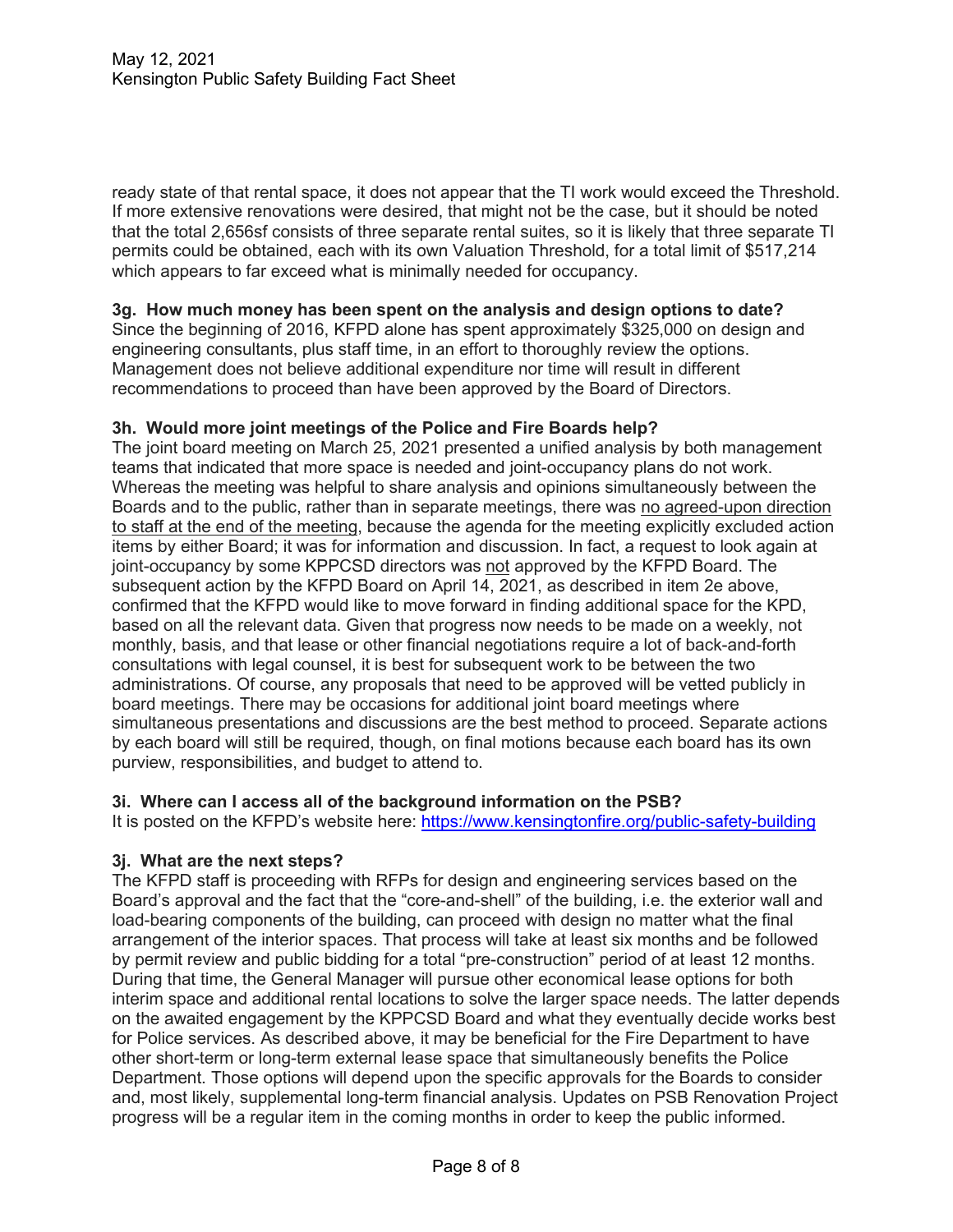ready state of that rental space, it does not appear that the TI work would exceed the Threshold. If more extensive renovations were desired, that might not be the case, but it should be noted that the total 2,656sf consists of three separate rental suites, so it is likely that three separate TI permits could be obtained, each with its own Valuation Threshold, for a total limit of $517,214 which appears to far exceed what is minimally needed for occupancy.

**3g. How much money has been spent on the analysis and design options to date?**
Since the beginning of 2016, KFPD alone has spent approximately $325,000 on design and engineering consultants, plus staff time, in an effort to thoroughly review the options. Management does not believe additional expenditure nor time will result in different recommendations to proceed than have been approved by the Board of Directors.

**3h. Would more joint meetings of the Police and Fire Boards help?**
The joint board meeting on March 25, 2021 presented a unified analysis by both management teams that indicated that more space is needed and joint-occupancy plans do not work. Whereas the meeting was helpful to share analysis and opinions simultaneously between the Boards and to the public, rather than in separate meetings, there was <u>no agreed-upon direction to staff at the end of the meeting</u>, because the agenda for the meeting explicitly excluded action items by either Board; it was for information and discussion. In fact, a request to look again at joint-occupancy by some KPPCSD directors was <u>not</u> approved by the KFPD Board. The subsequent action by the KFPD Board on April 14, 2021, as described in item 2e above, confirmed that the KFPD would like to move forward in finding additional space for the KPD, based on all the relevant data. Given that progress now needs to be made on a weekly, not monthly, basis, and that lease or other financial negotiations require a lot of back-and-forth consultations with legal counsel, it is best for subsequent work to be between the two administrations. Of course, any proposals that need to be approved will be vetted publicly in board meetings. There may be occasions for additional joint board meetings where simultaneous presentations and discussions are the best method to proceed. Separate actions by each board will still be required, though, on final motions because each board has its own purview, responsibilities, and budget to attend to.

**3i. Where can I access all of the background information on the PSB?**
It is posted on the KFPD's website here: https://www.kensingtonfire.org/public-safety-building

**3j. What are the next steps?**
The KFPD staff is proceeding with RFPs for design and engineering services based on the Board's approval and the fact that the "core-and-shell" of the building, i.e. the exterior wall and load-bearing components of the building, can proceed with design no matter what the final arrangement of the interior spaces. That process will take at least six months and be followed by permit review and public bidding for a total "pre-construction" period of at least 12 months. During that time, the General Manager will pursue other economical lease options for both interim space and additional rental locations to solve the larger space needs. The latter depends on the awaited engagement by the KPPCSD Board and what they eventually decide works best for Police services. As described above, it may be beneficial for the Fire Department to have other short-term or long-term external lease space that simultaneously benefits the Police Department. Those options will depend upon the specific approvals for the Boards to consider and, most likely, supplemental long-term financial analysis. Updates on PSB Renovation Project progress will be a regular item in the coming months in order to keep the public informed.